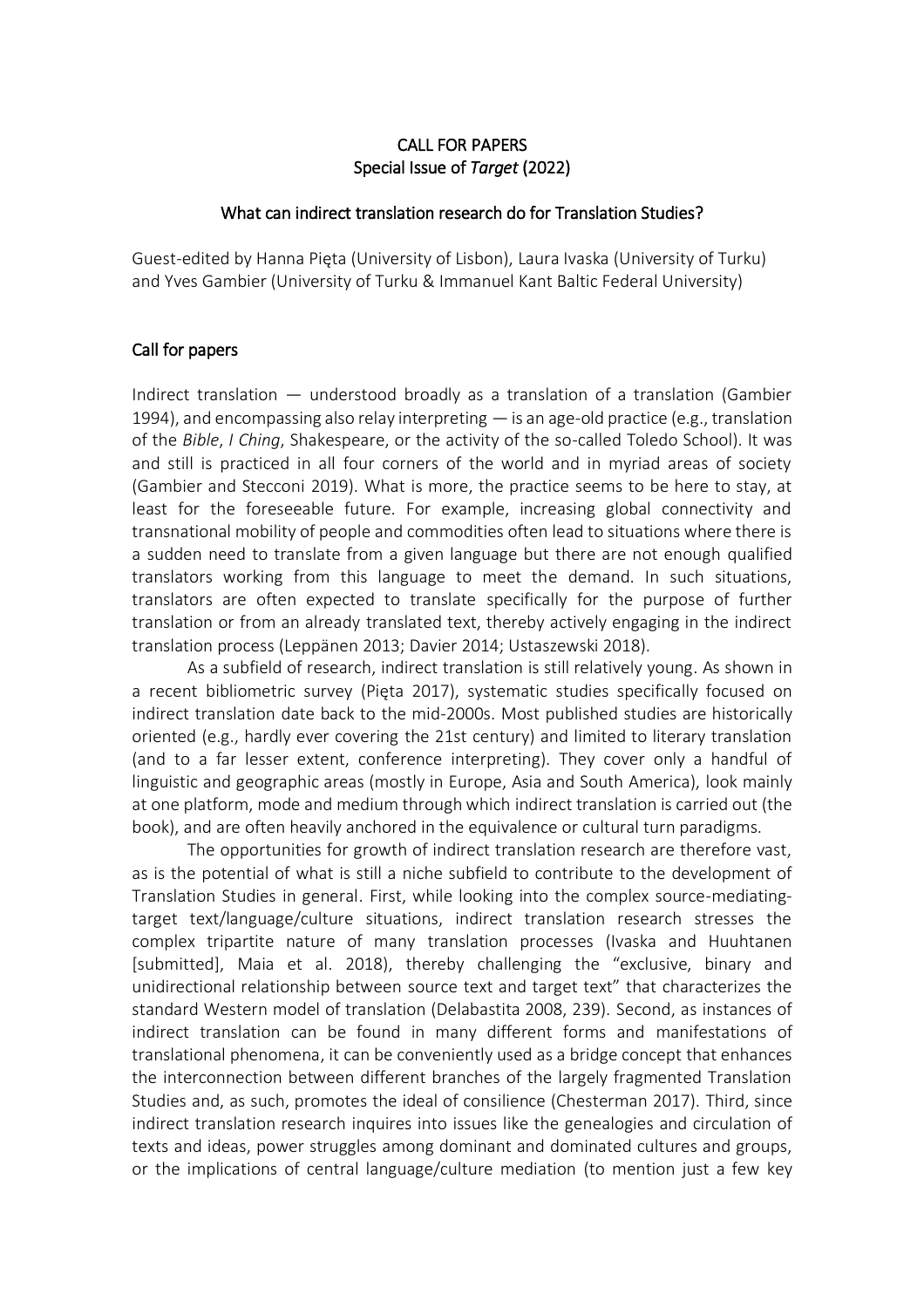# CALL FOR PAPERS
## Special Issue of *Target* (2022)

### What can indirect translation research do for Translation Studies?

Guest-edited by Hanna Pięta (University of Lisbon), Laura Ivaska (University of Turku) and Yves Gambier (University of Turku & Immanuel Kant Baltic Federal University)

### Call for papers

Indirect translation — understood broadly as a translation of a translation (Gambier 1994), and encompassing also relay interpreting — is an age-old practice (e.g., translation of the *Bible*, *I Ching*, Shakespeare, or the activity of the so-called Toledo School). It was and still is practiced in all four corners of the world and in myriad areas of society (Gambier and Stecconi 2019). What is more, the practice seems to be here to stay, at least for the foreseeable future. For example, increasing global connectivity and transnational mobility of people and commodities often lead to situations where there is a sudden need to translate from a given language but there are not enough qualified translators working from this language to meet the demand. In such situations, translators are often expected to translate specifically for the purpose of further translation or from an already translated text, thereby actively engaging in the indirect translation process (Leppänen 2013; Davier 2014; Ustaszewski 2018).

As a subfield of research, indirect translation is still relatively young. As shown in a recent bibliometric survey (Pięta 2017), systematic studies specifically focused on indirect translation date back to the mid-2000s. Most published studies are historically oriented (e.g., hardly ever covering the 21st century) and limited to literary translation (and to a far lesser extent, conference interpreting). They cover only a handful of linguistic and geographic areas (mostly in Europe, Asia and South America), look mainly at one platform, mode and medium through which indirect translation is carried out (the book), and are often heavily anchored in the equivalence or cultural turn paradigms.

The opportunities for growth of indirect translation research are therefore vast, as is the potential of what is still a niche subfield to contribute to the development of Translation Studies in general. First, while looking into the complex source-mediating-target text/language/culture situations, indirect translation research stresses the complex tripartite nature of many translation processes (Ivaska and Huuhtanen [submitted], Maia et al. 2018), thereby challenging the "exclusive, binary and unidirectional relationship between source text and target text" that characterizes the standard Western model of translation (Delabastita 2008, 239). Second, as instances of indirect translation can be found in many different forms and manifestations of translational phenomena, it can be conveniently used as a bridge concept that enhances the interconnection between different branches of the largely fragmented Translation Studies and, as such, promotes the ideal of consilience (Chesterman 2017). Third, since indirect translation research inquires into issues like the genealogies and circulation of texts and ideas, power struggles among dominant and dominated cultures and groups, or the implications of central language/culture mediation (to mention just a few key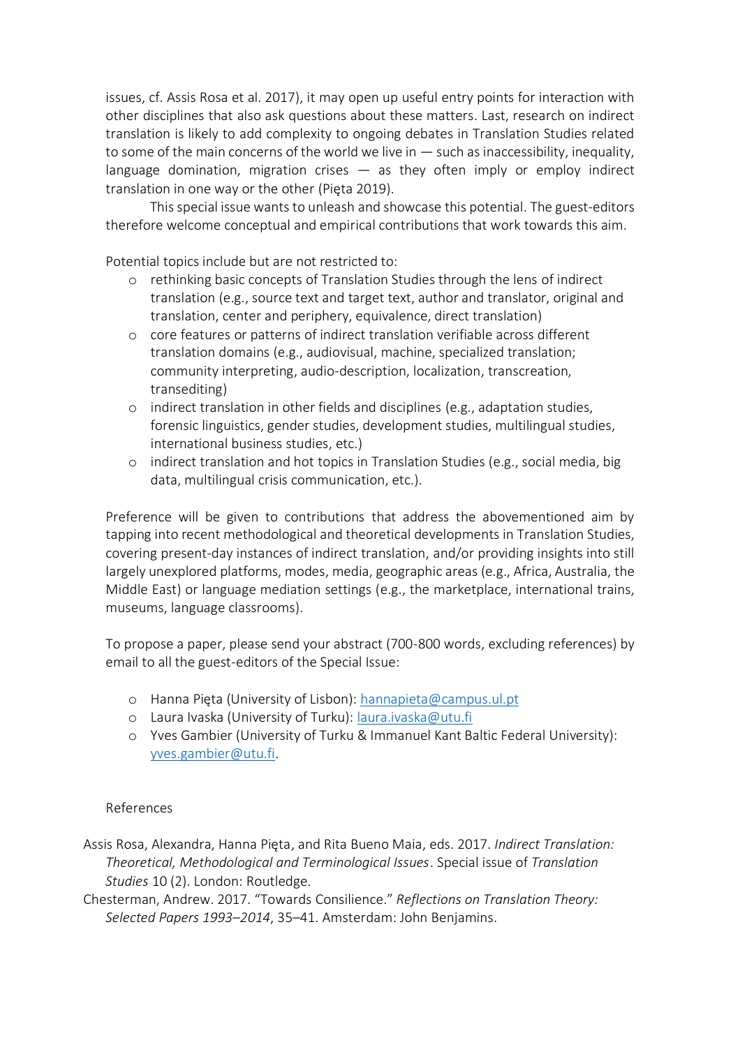issues, cf. Assis Rosa et al. 2017), it may open up useful entry points for interaction with other disciplines that also ask questions about these matters. Last, research on indirect translation is likely to add complexity to ongoing debates in Translation Studies related to some of the main concerns of the world we live in — such as inaccessibility, inequality, language domination, migration crises — as they often imply or employ indirect translation in one way or the other (Pięta 2019).

This special issue wants to unleash and showcase this potential. The guest-editors therefore welcome conceptual and empirical contributions that work towards this aim.

Potential topics include but are not restricted to:

- rethinking basic concepts of Translation Studies through the lens of indirect translation (e.g., source text and target text, author and translator, original and translation, center and periphery, equivalence, direct translation)
- core features or patterns of indirect translation verifiable across different translation domains (e.g., audiovisual, machine, specialized translation; community interpreting, audio-description, localization, transcreation, transediting)
- indirect translation in other fields and disciplines (e.g., adaptation studies, forensic linguistics, gender studies, development studies, multilingual studies, international business studies, etc.)
- indirect translation and hot topics in Translation Studies (e.g., social media, big data, multilingual crisis communication, etc.).

Preference will be given to contributions that address the abovementioned aim by tapping into recent methodological and theoretical developments in Translation Studies, covering present-day instances of indirect translation, and/or providing insights into still largely unexplored platforms, modes, media, geographic areas (e.g., Africa, Australia, the Middle East) or language mediation settings (e.g., the marketplace, international trains, museums, language classrooms).

To propose a paper, please send your abstract (700-800 words, excluding references) by email to all the guest-editors of the Special Issue:

- Hanna Pięta (University of Lisbon): hannapieta@campus.ul.pt
- Laura Ivaska (University of Turku): laura.ivaska@utu.fi
- Yves Gambier (University of Turku & Immanuel Kant Baltic Federal University): yves.gambier@utu.fi.

References

Assis Rosa, Alexandra, Hanna Pięta, and Rita Bueno Maia, eds. 2017. *Indirect Translation: Theoretical, Methodological and Terminological Issues*. Special issue of *Translation Studies* 10 (2). London: Routledge.

Chesterman, Andrew. 2017. "Towards Consilience." *Reflections on Translation Theory: Selected Papers 1993–2014*, 35–41. Amsterdam: John Benjamins.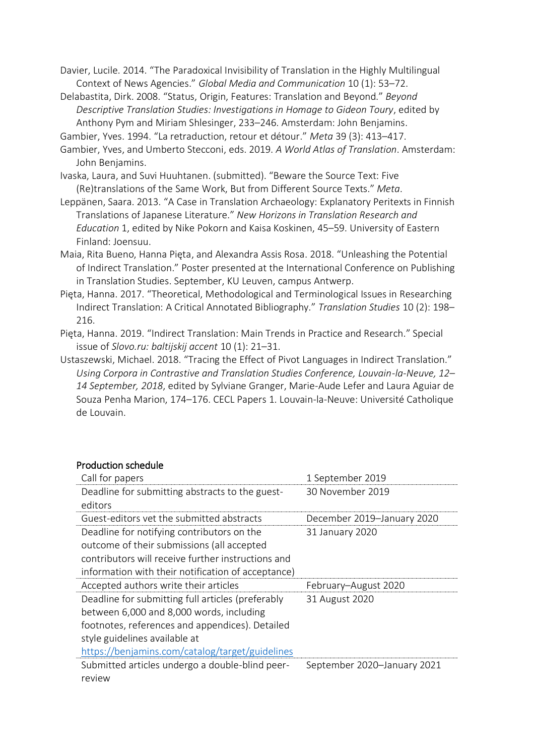Davier, Lucile. 2014. "The Paradoxical Invisibility of Translation in the Highly Multilingual Context of News Agencies." *Global Media and Communication* 10 (1): 53–72.

Delabastita, Dirk. 2008. "Status, Origin, Features: Translation and Beyond." *Beyond Descriptive Translation Studies: Investigations in Homage to Gideon Toury*, edited by Anthony Pym and Miriam Shlesinger, 233–246. Amsterdam: John Benjamins.

Gambier, Yves. 1994. "La retraduction, retour et détour." *Meta* 39 (3): 413–417.

Gambier, Yves, and Umberto Stecconi, eds. 2019. *A World Atlas of Translation*. Amsterdam: John Benjamins.

Ivaska, Laura, and Suvi Huuhtanen. (submitted). "Beware the Source Text: Five (Re)translations of the Same Work, But from Different Source Texts." *Meta*.

Leppänen, Saara. 2013. "A Case in Translation Archaeology: Explanatory Peritexts in Finnish Translations of Japanese Literature." *New Horizons in Translation Research and Education* 1, edited by Nike Pokorn and Kaisa Koskinen, 45–59. University of Eastern Finland: Joensuu.

Maia, Rita Bueno, Hanna Pięta, and Alexandra Assis Rosa. 2018. "Unleashing the Potential of Indirect Translation." Poster presented at the International Conference on Publishing in Translation Studies. September, KU Leuven, campus Antwerp.

Pięta, Hanna. 2017. "Theoretical, Methodological and Terminological Issues in Researching Indirect Translation: A Critical Annotated Bibliography." *Translation Studies* 10 (2): 198–216.

Pięta, Hanna. 2019. "Indirect Translation: Main Trends in Practice and Research." Special issue of *Slovo.ru: baltijskij accent* 10 (1): 21–31.

Ustaszewski, Michael. 2018. "Tracing the Effect of Pivot Languages in Indirect Translation." *Using Corpora in Contrastive and Translation Studies Conference, Louvain-la-Neuve, 12–14 September, 2018*, edited by Sylviane Granger, Marie-Aude Lefer and Laura Aguiar de Souza Penha Marion, 174–176. CECL Papers 1. Louvain-la-Neuve: Université Catholique de Louvain.

**Production schedule**

| | |
|---|---|
| Call for papers | 1 September 2019 |
| Deadline for submitting abstracts to the guest-editors | 30 November 2019 |
| Guest-editors vet the submitted abstracts | December 2019–January 2020 |
| Deadline for notifying contributors on the outcome of their submissions (all accepted contributors will receive further instructions and information with their notification of acceptance) | 31 January 2020 |
| Accepted authors write their articles | February–August 2020 |
| Deadline for submitting full articles (preferably between 6,000 and 8,000 words, including footnotes, references and appendices). Detailed style guidelines available at https://benjamins.com/catalog/target/guidelines | 31 August 2020 |
| Submitted articles undergo a double-blind peer-review | September 2020–January 2021 |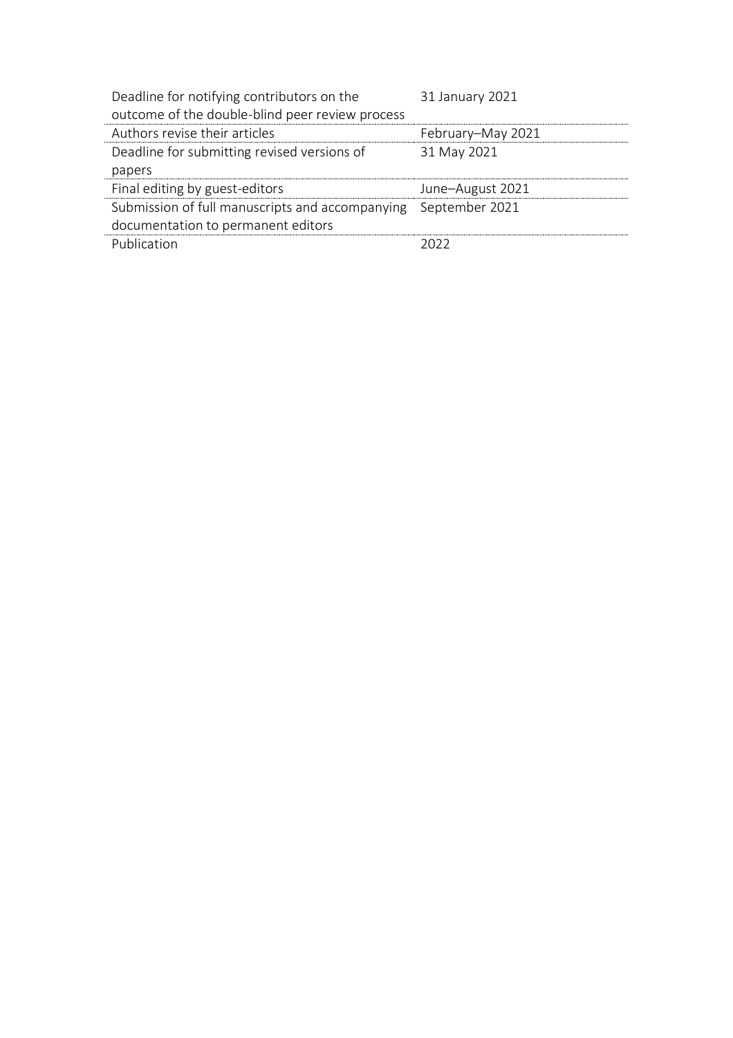| | |
|---|---|
| Deadline for notifying contributors on the outcome of the double-blind peer review process | 31 January 2021 |
| Authors revise their articles | February–May 2021 |
| Deadline for submitting revised versions of papers | 31 May 2021 |
| Final editing by guest-editors | June–August 2021 |
| Submission of full manuscripts and accompanying documentation to permanent editors | September 2021 |
| Publication | 2022 |